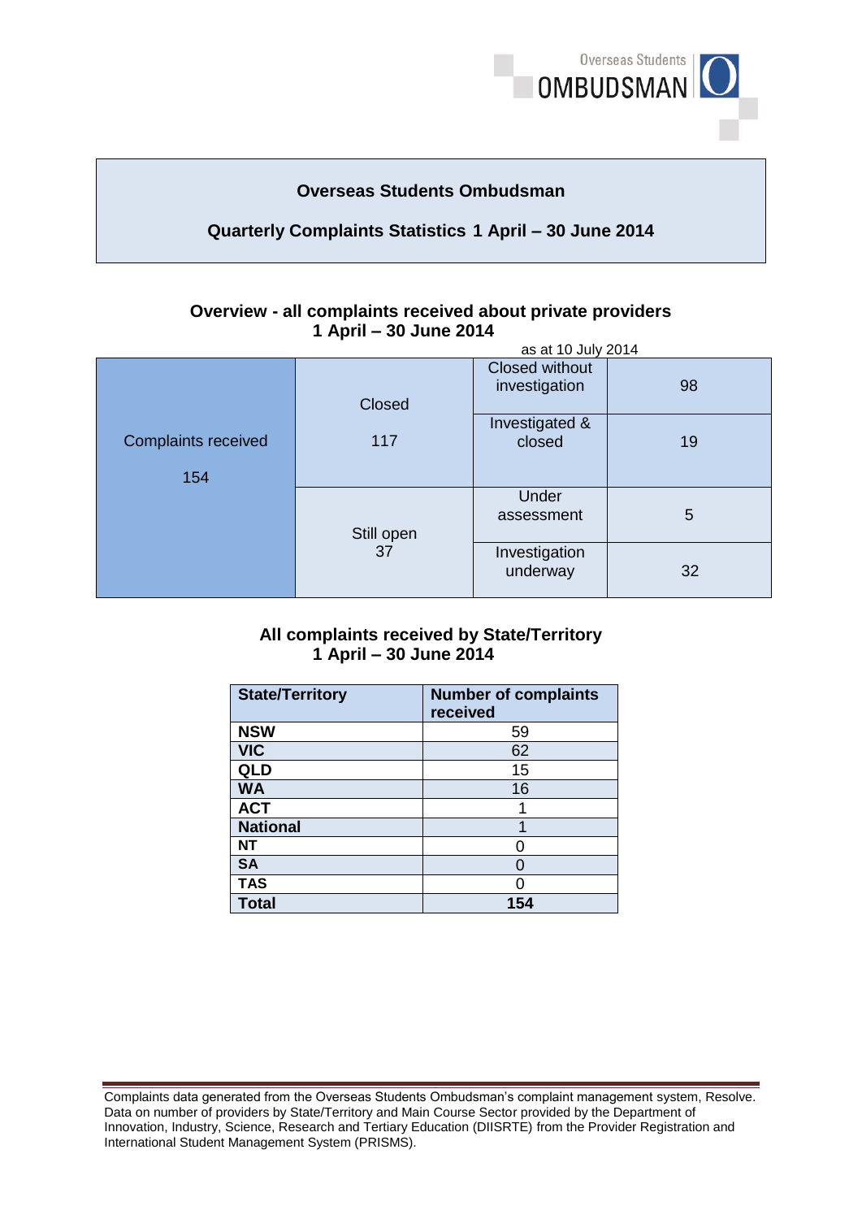# Overseas Students Ombudsman

## Quarterly Complaints Statistics 1 April – 30 June 2014

### Overview - all complaints received about private providers 1 April – 30 June 2014

as at 10 July 2014

| Complaints received | Status | Category | Number |
|---|---|---|---|
| Complaints received 154 | Closed 117 | Closed without investigation | 98 |
| | | Investigated & closed | 19 |
| | Still open 37 | Under assessment | 5 |
| | | Investigation underway | 32 |

### All complaints received by State/Territory 1 April – 30 June 2014

| State/Territory | Number of complaints received |
|---|---|
| **NSW** | 59 |
| **VIC** | 62 |
| **QLD** | 15 |
| **WA** | 16 |
| **ACT** | 1 |
| **National** | 1 |
| **NT** | 0 |
| **SA** | 0 |
| **TAS** | 0 |
| **Total** | **154** |

Complaints data generated from the Overseas Students Ombudsman's complaint management system, Resolve. Data on number of providers by State/Territory and Main Course Sector provided by the Department of Innovation, Industry, Science, Research and Tertiary Education (DIISRTE) from the Provider Registration and International Student Management System (PRISMS).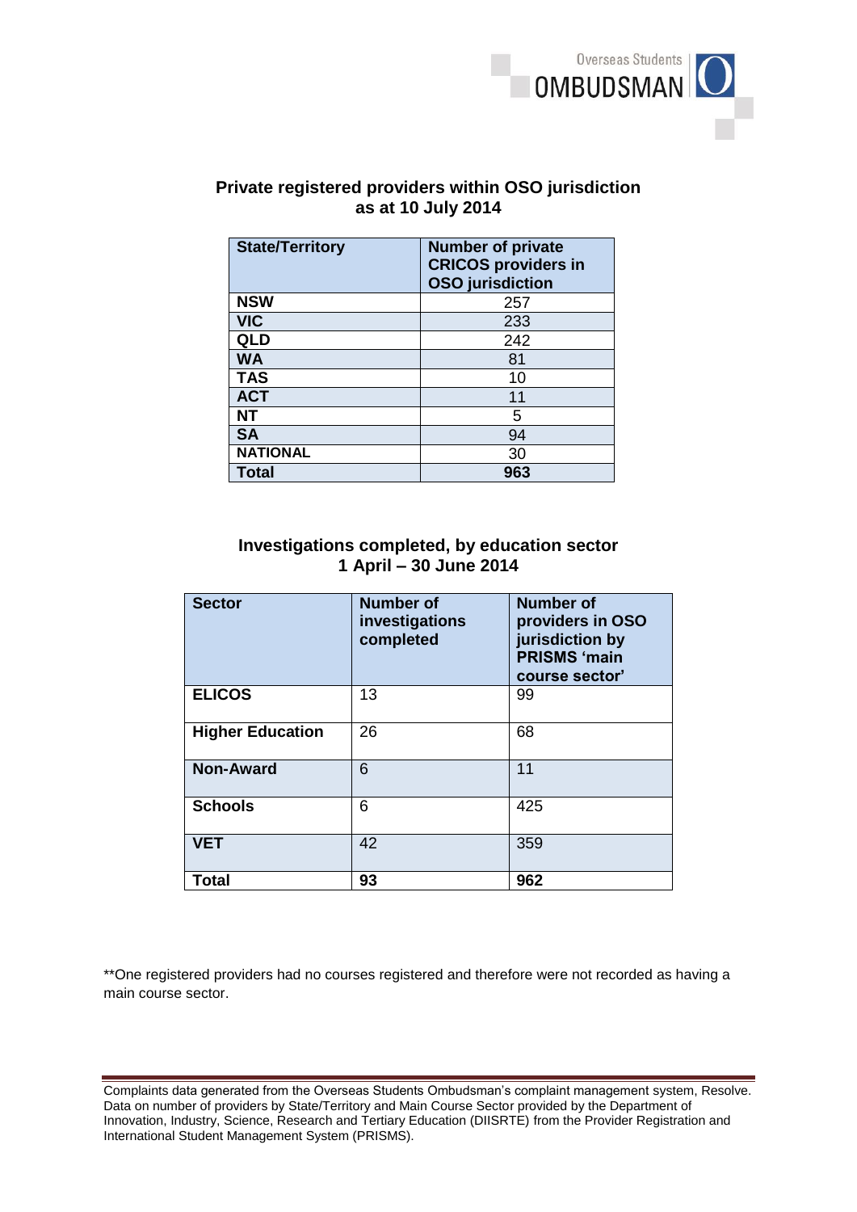## Private registered providers within OSO jurisdiction as at 10 July 2014

| State/Territory | Number of private CRICOS providers in OSO jurisdiction |
|---|---|
| **NSW** | 257 |
| **VIC** | 233 |
| **QLD** | 242 |
| **WA** | 81 |
| **TAS** | 10 |
| **ACT** | 11 |
| **NT** | 5 |
| **SA** | 94 |
| **NATIONAL** | 30 |
| **Total** | **963** |

## Investigations completed, by education sector 1 April – 30 June 2014

| Sector | Number of investigations completed | Number of providers in OSO jurisdiction by PRISMS 'main course sector' |
|---|---|---|
| **ELICOS** | 13 | 99 |
| **Higher Education** | 26 | 68 |
| **Non-Award** | 6 | 11 |
| **Schools** | 6 | 425 |
| **VET** | 42 | 359 |
| **Total** | **93** | **962** |

**One registered providers had no courses registered and therefore were not recorded as having a main course sector.

Complaints data generated from the Overseas Students Ombudsman's complaint management system, Resolve. Data on number of providers by State/Territory and Main Course Sector provided by the Department of Innovation, Industry, Science, Research and Tertiary Education (DIISRTE) from the Provider Registration and International Student Management System (PRISMS).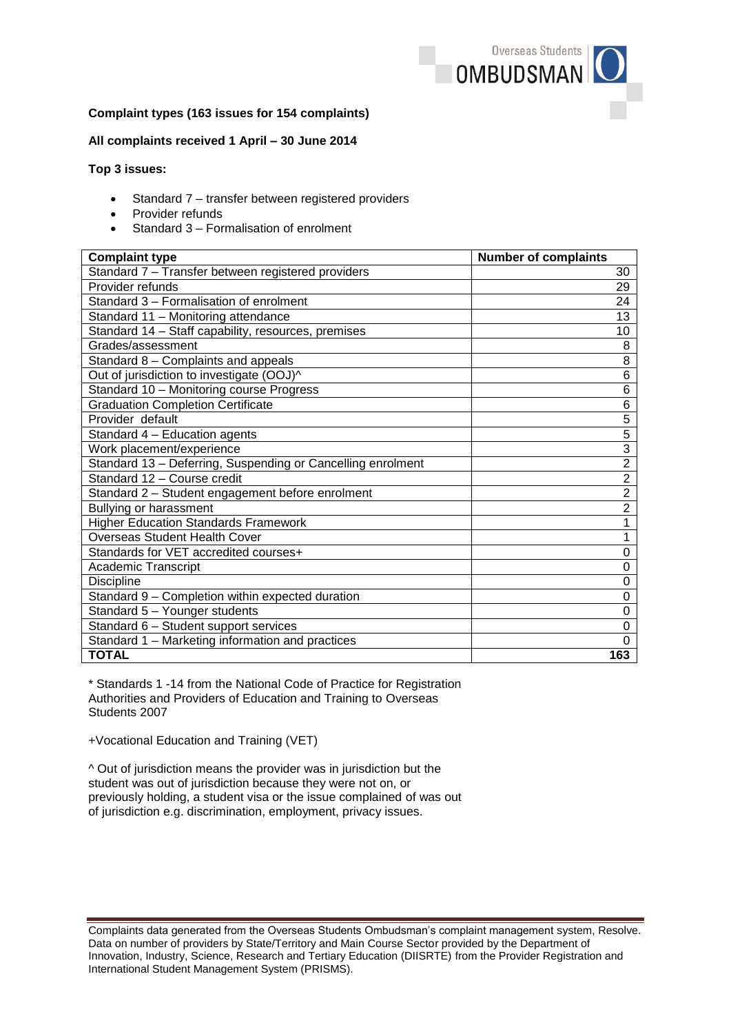**Complaint types (163 issues for 154 complaints)**

**All complaints received 1 April – 30 June 2014**

**Top 3 issues:**

- Standard 7 – transfer between registered providers
- Provider refunds
- Standard 3 – Formalisation of enrolment

| Complaint type | Number of complaints |
|---|---|
| Standard 7 – Transfer between registered providers | 30 |
| Provider refunds | 29 |
| Standard 3 – Formalisation of enrolment | 24 |
| Standard 11 – Monitoring attendance | 13 |
| Standard 14 – Staff capability, resources, premises | 10 |
| Grades/assessment | 8 |
| Standard 8 – Complaints and appeals | 8 |
| Out of jurisdiction to investigate (OOJ)^ | 6 |
| Standard 10 – Monitoring course Progress | 6 |
| Graduation Completion Certificate | 6 |
| Provider default | 5 |
| Standard 4 – Education agents | 5 |
| Work placement/experience | 3 |
| Standard 13 – Deferring, Suspending or Cancelling enrolment | 2 |
| Standard 12 – Course credit | 2 |
| Standard 2 – Student engagement before enrolment | 2 |
| Bullying or harassment | 2 |
| Higher Education Standards Framework | 1 |
| Overseas Student Health Cover | 1 |
| Standards for VET accredited courses+ | 0 |
| Academic Transcript | 0 |
| Discipline | 0 |
| Standard 9 – Completion within expected duration | 0 |
| Standard 5 – Younger students | 0 |
| Standard 6 – Student support services | 0 |
| Standard 1 – Marketing information and practices | 0 |
| **TOTAL** | **163** |

* Standards 1 -14 from the National Code of Practice for Registration Authorities and Providers of Education and Training to Overseas Students 2007

+Vocational Education and Training (VET)

^ Out of jurisdiction means the provider was in jurisdiction but the student was out of jurisdiction because they were not on, or previously holding, a student visa or the issue complained of was out of jurisdiction e.g. discrimination, employment, privacy issues.

Complaints data generated from the Overseas Students Ombudsman's complaint management system, Resolve. Data on number of providers by State/Territory and Main Course Sector provided by the Department of Innovation, Industry, Science, Research and Tertiary Education (DIISRTE) from the Provider Registration and International Student Management System (PRISMS).